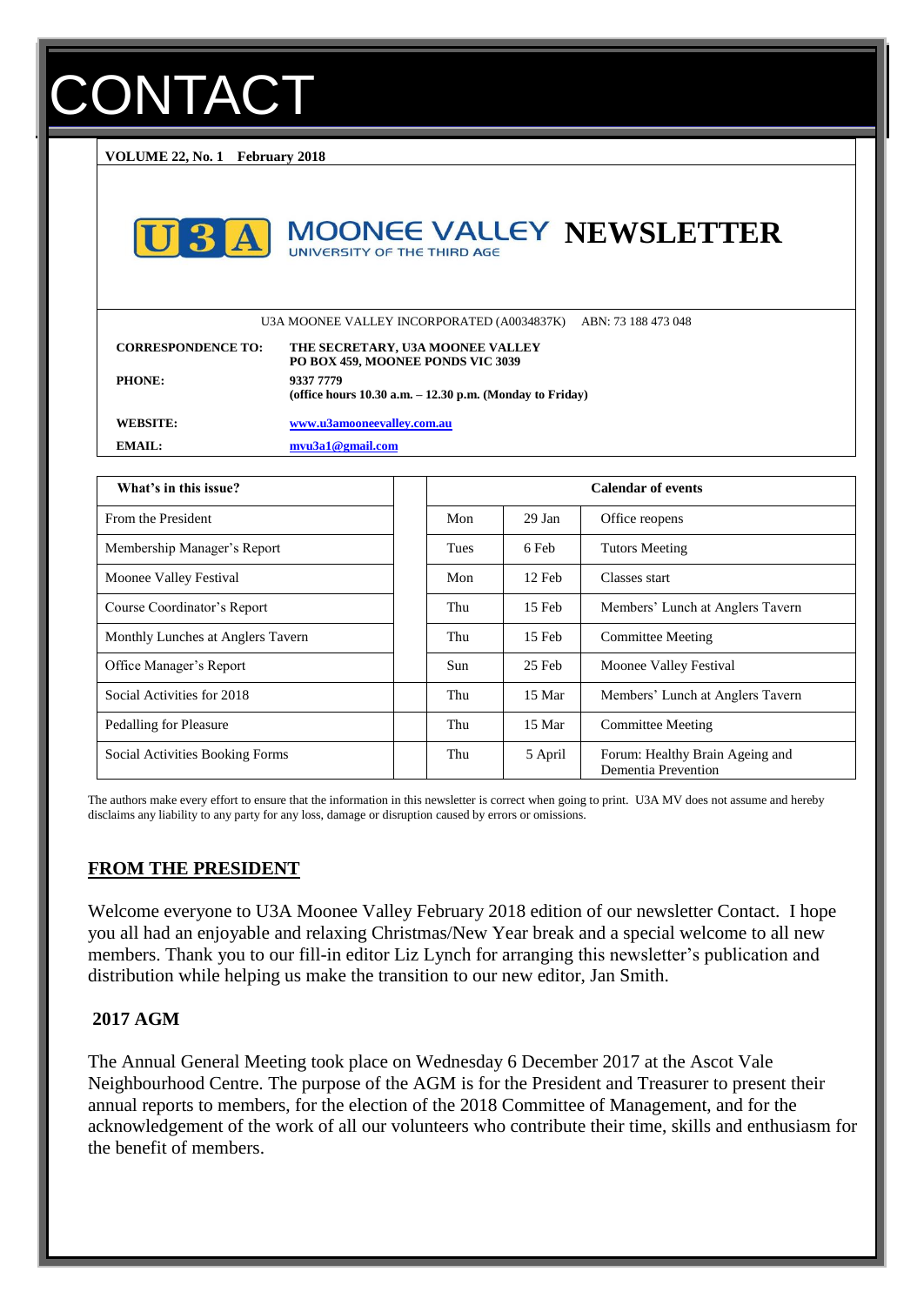# CONTACT

**VOLUME 22, No. 1 February 2018**

**U3A MOONEE VALLEY NEWSLETTER**

UNIVERSITY OF THE THIRD AGE

U3A MOONEE VALLEY INCORPORATED (A0034837K) ABN: 73 188 473 048

| | |
|---|---|
| **CORRESPONDENCE TO:** | **THE SECRETARY, U3A MOONEE VALLEY PO BOX 459, MOONEE PONDS VIC 3039** |
| **PHONE:** | **9337 7779 (office hours 10.30 a.m. – 12.30 p.m. (Monday to Friday)** |
| **WEBSITE:** | **www.u3amooneevalley.com.au** |
| **EMAIL:** | **mvu3a1@gmail.com** |

| What's in this issue? | | Calendar of events | |
|---|---|---|---|
| From the President | Mon | 29 Jan | Office reopens |
| Membership Manager's Report | Tues | 6 Feb | Tutors Meeting |
| Moonee Valley Festival | Mon | 12 Feb | Classes start |
| Course Coordinator's Report | Thu | 15 Feb | Members' Lunch at Anglers Tavern |
| Monthly Lunches at Anglers Tavern | Thu | 15 Feb | Committee Meeting |
| Office Manager's Report | Sun | 25 Feb | Moonee Valley Festival |
| Social Activities for 2018 | Thu | 15 Mar | Members' Lunch at Anglers Tavern |
| Pedalling for Pleasure | Thu | 15 Mar | Committee Meeting |
| Social Activities Booking Forms | Thu | 5 April | Forum: Healthy Brain Ageing and Dementia Prevention |

The authors make every effort to ensure that the information in this newsletter is correct when going to print. U3A MV does not assume and hereby disclaims any liability to any party for any loss, damage or disruption caused by errors or omissions.

## FROM THE PRESIDENT

Welcome everyone to U3A Moonee Valley February 2018 edition of our newsletter Contact. I hope you all had an enjoyable and relaxing Christmas/New Year break and a special welcome to all new members. Thank you to our fill-in editor Liz Lynch for arranging this newsletter's publication and distribution while helping us make the transition to our new editor, Jan Smith.

### 2017 AGM

The Annual General Meeting took place on Wednesday 6 December 2017 at the Ascot Vale Neighbourhood Centre. The purpose of the AGM is for the President and Treasurer to present their annual reports to members, for the election of the 2018 Committee of Management, and for the acknowledgement of the work of all our volunteers who contribute their time, skills and enthusiasm for the benefit of members.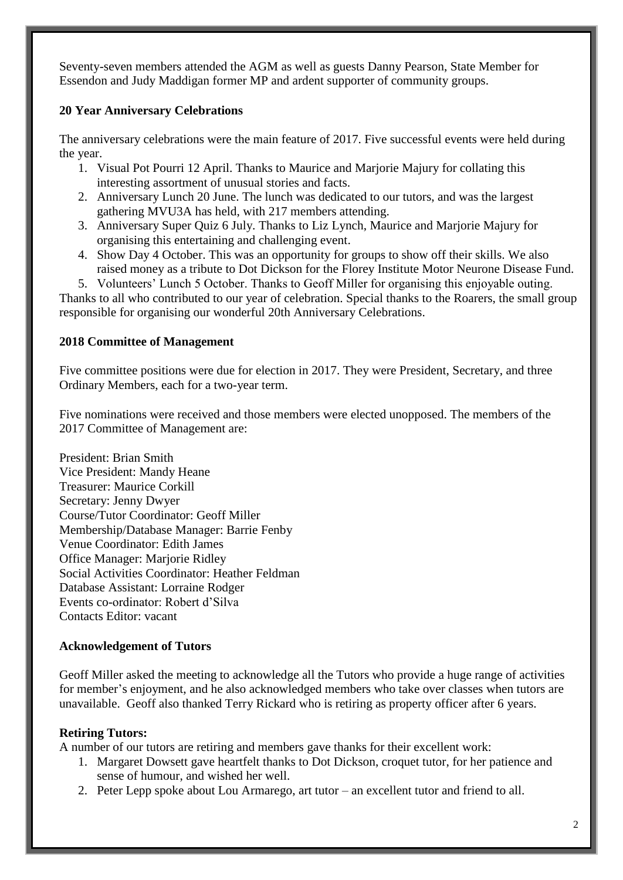Seventy-seven members attended the AGM as well as guests Danny Pearson, State Member for Essendon and Judy Maddigan former MP and ardent supporter of community groups.

**20 Year Anniversary Celebrations**

The anniversary celebrations were the main feature of 2017. Five successful events were held during the year.

1. Visual Pot Pourri 12 April. Thanks to Maurice and Marjorie Majury for collating this interesting assortment of unusual stories and facts.
2. Anniversary Lunch 20 June. The lunch was dedicated to our tutors, and was the largest gathering MVU3A has held, with 217 members attending.
3. Anniversary Super Quiz 6 July. Thanks to Liz Lynch, Maurice and Marjorie Majury for organising this entertaining and challenging event.
4. Show Day 4 October. This was an opportunity for groups to show off their skills. We also raised money as a tribute to Dot Dickson for the Florey Institute Motor Neurone Disease Fund.
5. Volunteers' Lunch 5 October. Thanks to Geoff Miller for organising this enjoyable outing.

Thanks to all who contributed to our year of celebration. Special thanks to the Roarers, the small group responsible for organising our wonderful 20th Anniversary Celebrations.

**2018 Committee of Management**

Five committee positions were due for election in 2017. They were President, Secretary, and three Ordinary Members, each for a two-year term.

Five nominations were received and those members were elected unopposed. The members of the 2017 Committee of Management are:

President: Brian Smith
Vice President: Mandy Heane
Treasurer: Maurice Corkill
Secretary: Jenny Dwyer
Course/Tutor Coordinator: Geoff Miller
Membership/Database Manager: Barrie Fenby
Venue Coordinator: Edith James
Office Manager: Marjorie Ridley
Social Activities Coordinator: Heather Feldman
Database Assistant: Lorraine Rodger
Events co-ordinator: Robert d'Silva
Contacts Editor: vacant

**Acknowledgement of Tutors**

Geoff Miller asked the meeting to acknowledge all the Tutors who provide a huge range of activities for member's enjoyment, and he also acknowledged members who take over classes when tutors are unavailable. Geoff also thanked Terry Rickard who is retiring as property officer after 6 years.

**Retiring Tutors:**

A number of our tutors are retiring and members gave thanks for their excellent work:

1. Margaret Dowsett gave heartfelt thanks to Dot Dickson, croquet tutor, for her patience and sense of humour, and wished her well.
2. Peter Lepp spoke about Lou Armarego, art tutor – an excellent tutor and friend to all.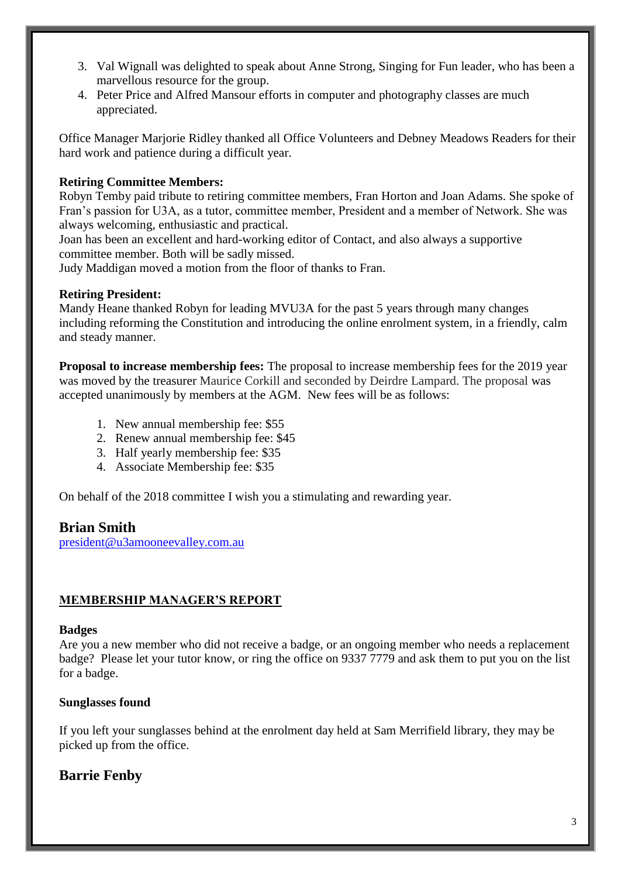3. Val Wignall was delighted to speak about Anne Strong, Singing for Fun leader, who has been a marvellous resource for the group.
4. Peter Price and Alfred Mansour efforts in computer and photography classes are much appreciated.

Office Manager Marjorie Ridley thanked all Office Volunteers and Debney Meadows Readers for their hard work and patience during a difficult year.

**Retiring Committee Members:**
Robyn Temby paid tribute to retiring committee members, Fran Horton and Joan Adams. She spoke of Fran's passion for U3A, as a tutor, committee member, President and a member of Network. She was always welcoming, enthusiastic and practical.
Joan has been an excellent and hard-working editor of Contact, and also always a supportive committee member. Both will be sadly missed.
Judy Maddigan moved a motion from the floor of thanks to Fran.

**Retiring President:**
Mandy Heane thanked Robyn for leading MVU3A for the past 5 years through many changes including reforming the Constitution and introducing the online enrolment system, in a friendly, calm and steady manner.

**Proposal to increase membership fees:** The proposal to increase membership fees for the 2019 year was moved by the treasurer Maurice Corkill and seconded by Deirdre Lampard. The proposal was accepted unanimously by members at the AGM. New fees will be as follows:

1. New annual membership fee: $55
2. Renew annual membership fee: $45
3. Half yearly membership fee: $35
4. Associate Membership fee: $35

On behalf of the 2018 committee I wish you a stimulating and rewarding year.

## Brian Smith

president@u3amooneevalley.com.au

## MEMBERSHIP MANAGER'S REPORT

**Badges**
Are you a new member who did not receive a badge, or an ongoing member who needs a replacement badge? Please let your tutor know, or ring the office on 9337 7779 and ask them to put you on the list for a badge.

**Sunglasses found**

If you left your sunglasses behind at the enrolment day held at Sam Merrifield library, they may be picked up from the office.

## Barrie Fenby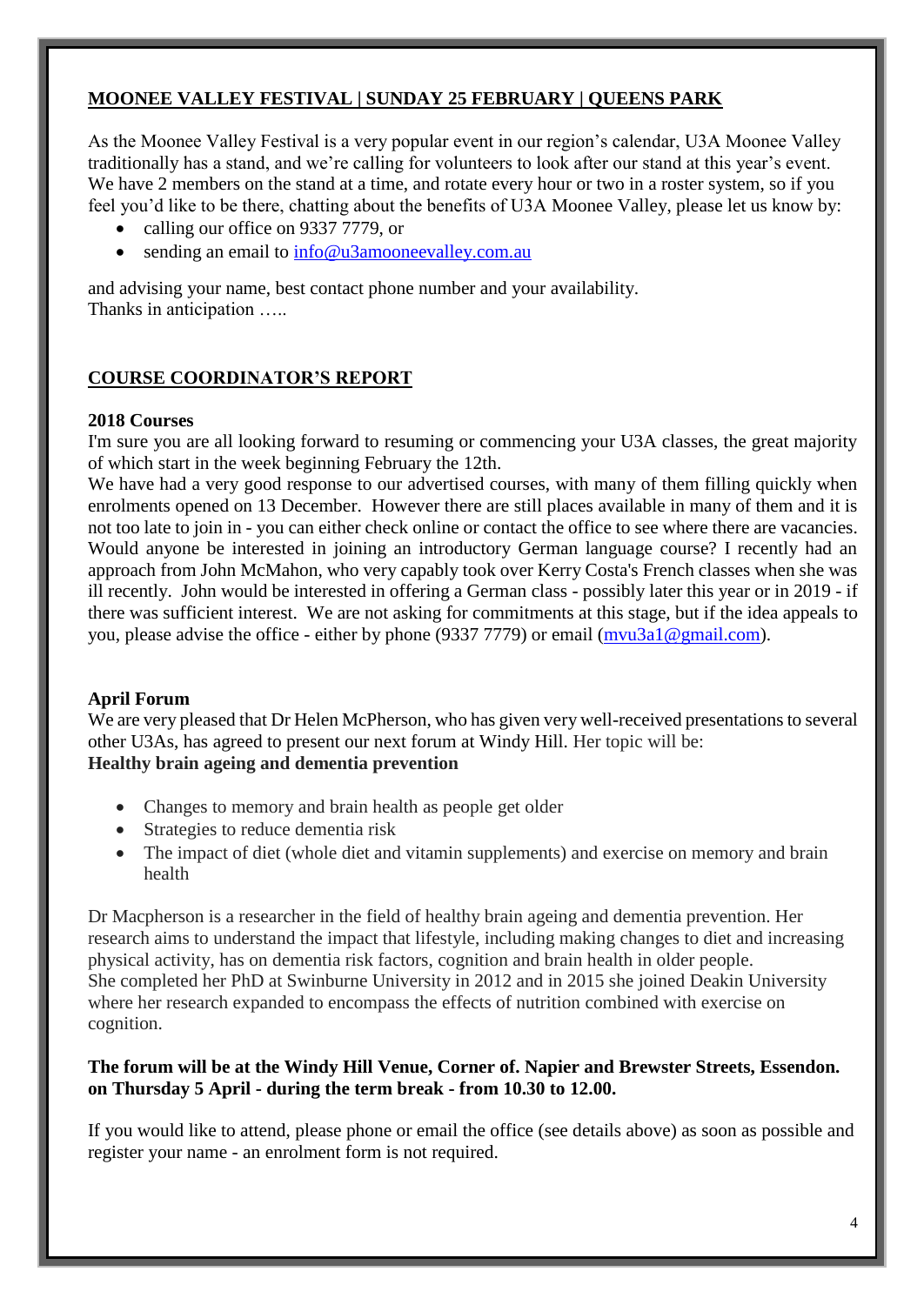## MOONEE VALLEY FESTIVAL | SUNDAY 25 FEBRUARY | QUEENS PARK

As the Moonee Valley Festival is a very popular event in our region's calendar, U3A Moonee Valley traditionally has a stand, and we're calling for volunteers to look after our stand at this year's event. We have 2 members on the stand at a time, and rotate every hour or two in a roster system, so if you feel you'd like to be there, chatting about the benefits of U3A Moonee Valley, please let us know by:

- calling our office on 9337 7779, or
- sending an email to info@u3amooneevalley.com.au

and advising your name, best contact phone number and your availability.
Thanks in anticipation …..

## COURSE COORDINATOR'S REPORT

### 2018 Courses

I'm sure you are all looking forward to resuming or commencing your U3A classes, the great majority of which start in the week beginning February the 12th.
We have had a very good response to our advertised courses, with many of them filling quickly when enrolments opened on 13 December. However there are still places available in many of them and it is not too late to join in - you can either check online or contact the office to see where there are vacancies.
Would anyone be interested in joining an introductory German language course? I recently had an approach from John McMahon, who very capably took over Kerry Costa's French classes when she was ill recently. John would be interested in offering a German class - possibly later this year or in 2019 - if there was sufficient interest. We are not asking for commitments at this stage, but if the idea appeals to you, please advise the office - either by phone (9337 7779) or email (mvu3a1@gmail.com).

### April Forum

We are very pleased that Dr Helen McPherson, who has given very well-received presentations to several other U3As, has agreed to present our next forum at Windy Hill. Her topic will be:
**Healthy brain ageing and dementia prevention**

- Changes to memory and brain health as people get older
- Strategies to reduce dementia risk
- The impact of diet (whole diet and vitamin supplements) and exercise on memory and brain health

Dr Macpherson is a researcher in the field of healthy brain ageing and dementia prevention. Her research aims to understand the impact that lifestyle, including making changes to diet and increasing physical activity, has on dementia risk factors, cognition and brain health in older people.
She completed her PhD at Swinburne University in 2012 and in 2015 she joined Deakin University where her research expanded to encompass the effects of nutrition combined with exercise on cognition.

**The forum will be at the Windy Hill Venue, Corner of. Napier and Brewster Streets, Essendon. on Thursday 5 April - during the term break - from 10.30 to 12.00.**

If you would like to attend, please phone or email the office (see details above) as soon as possible and register your name - an enrolment form is not required.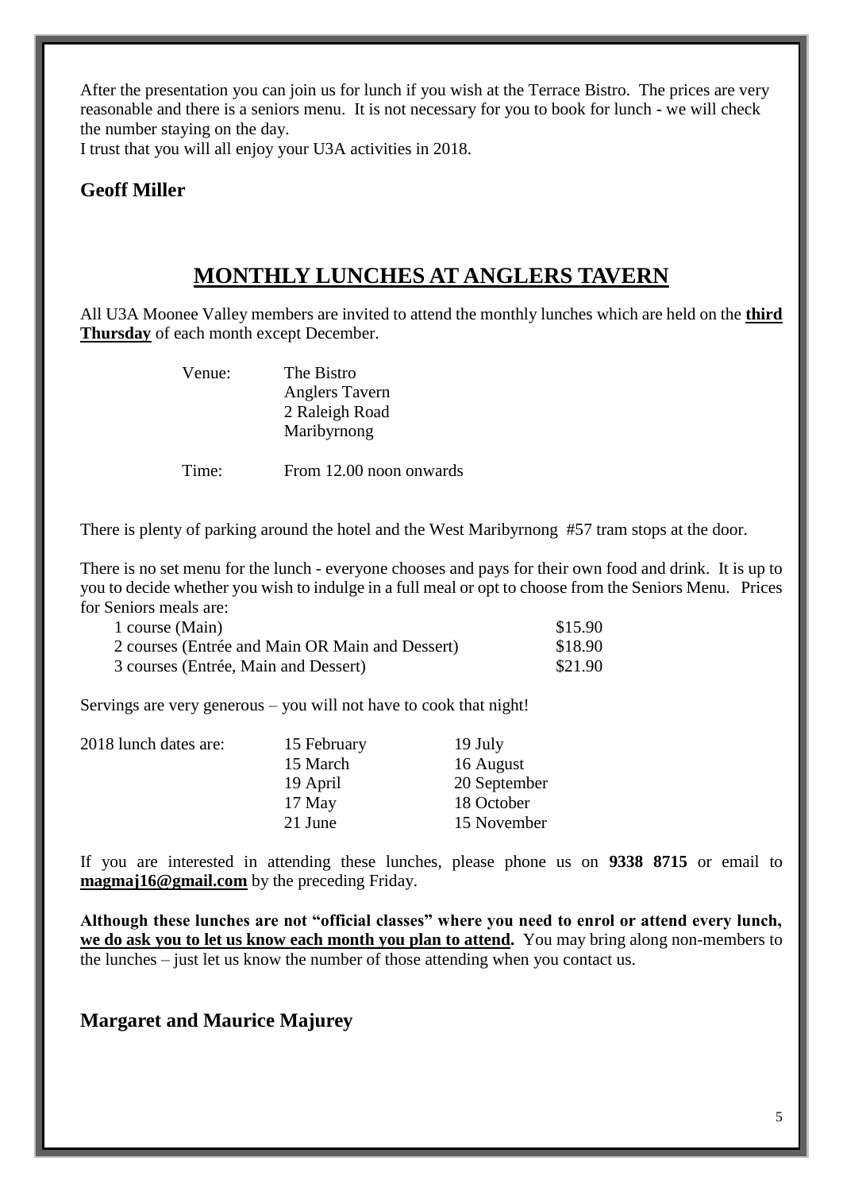After the presentation you can join us for lunch if you wish at the Terrace Bistro. The prices are very reasonable and there is a seniors menu. It is not necessary for you to book for lunch - we will check the number staying on the day.

I trust that you will all enjoy your U3A activities in 2018.

**Geoff Miller**

## MONTHLY LUNCHES AT ANGLERS TAVERN

All U3A Moonee Valley members are invited to attend the monthly lunches which are held on the **third Thursday** of each month except December.

Venue: The Bistro
Anglers Tavern
2 Raleigh Road
Maribyrnong

Time: From 12.00 noon onwards

There is plenty of parking around the hotel and the West Maribyrnong #57 tram stops at the door.

There is no set menu for the lunch - everyone chooses and pays for their own food and drink. It is up to you to decide whether you wish to indulge in a full meal or opt to choose from the Seniors Menu. Prices for Seniors meals are:

| | |
|---|---|
| 1 course (Main) | \$15.90 |
| 2 courses (Entrée and Main OR Main and Dessert) | \$18.90 |
| 3 courses (Entrée, Main and Dessert) | \$21.90 |

Servings are very generous – you will not have to cook that night!

| 2018 lunch dates are: | | |
|---|---|---|
| | 15 February | 19 July |
| | 15 March | 16 August |
| | 19 April | 20 September |
| | 17 May | 18 October |
| | 21 June | 15 November |

If you are interested in attending these lunches, please phone us on **9338 8715** or email to **magmaj16@gmail.com** by the preceding Friday.

**Although these lunches are not "official classes" where you need to enrol or attend every lunch, we do ask you to let us know each month you plan to attend.** You may bring along non-members to the lunches – just let us know the number of those attending when you contact us.

**Margaret and Maurice Majurey**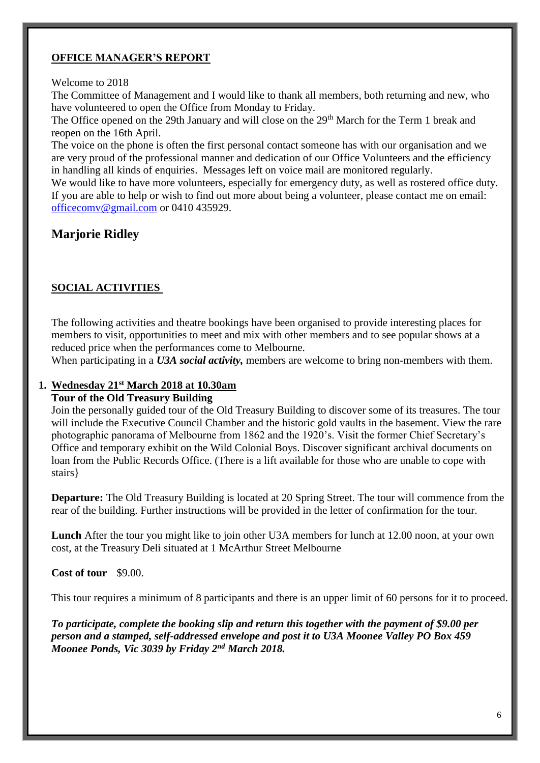## OFFICE MANAGER'S REPORT

Welcome to 2018

The Committee of Management and I would like to thank all members, both returning and new, who have volunteered to open the Office from Monday to Friday.

The Office opened on the 29th January and will close on the 29th March for the Term 1 break and reopen on the 16th April.

The voice on the phone is often the first personal contact someone has with our organisation and we are very proud of the professional manner and dedication of our Office Volunteers and the efficiency in handling all kinds of enquiries. Messages left on voice mail are monitored regularly.

We would like to have more volunteers, especially for emergency duty, as well as rostered office duty. If you are able to help or wish to find out more about being a volunteer, please contact me on email: officecomv@gmail.com or 0410 435929.

**Marjorie Ridley**

## SOCIAL ACTIVITIES

The following activities and theatre bookings have been organised to provide interesting places for members to visit, opportunities to meet and mix with other members and to see popular shows at a reduced price when the performances come to Melbourne.

When participating in a ***U3A social activity,*** members are welcome to bring non-members with them.

1. **Wednesday 21st March 2018 at 10.30am**

   **Tour of the Old Treasury Building**

   Join the personally guided tour of the Old Treasury Building to discover some of its treasures. The tour will include the Executive Council Chamber and the historic gold vaults in the basement. View the rare photographic panorama of Melbourne from 1862 and the 1920's. Visit the former Chief Secretary's Office and temporary exhibit on the Wild Colonial Boys. Discover significant archival documents on loan from the Public Records Office. (There is a lift available for those who are unable to cope with stairs}

   **Departure:** The Old Treasury Building is located at 20 Spring Street. The tour will commence from the rear of the building. Further instructions will be provided in the letter of confirmation for the tour.

   **Lunch** After the tour you might like to join other U3A members for lunch at 12.00 noon, at your own cost, at the Treasury Deli situated at 1 McArthur Street Melbourne

   **Cost of tour** $9.00.

   This tour requires a minimum of 8 participants and there is an upper limit of 60 persons for it to proceed.

   ***To participate, complete the booking slip and return this together with the payment of $9.00 per person and a stamped, self-addressed envelope and post it to U3A Moonee Valley PO Box 459 Moonee Ponds, Vic 3039 by Friday 2nd March 2018.***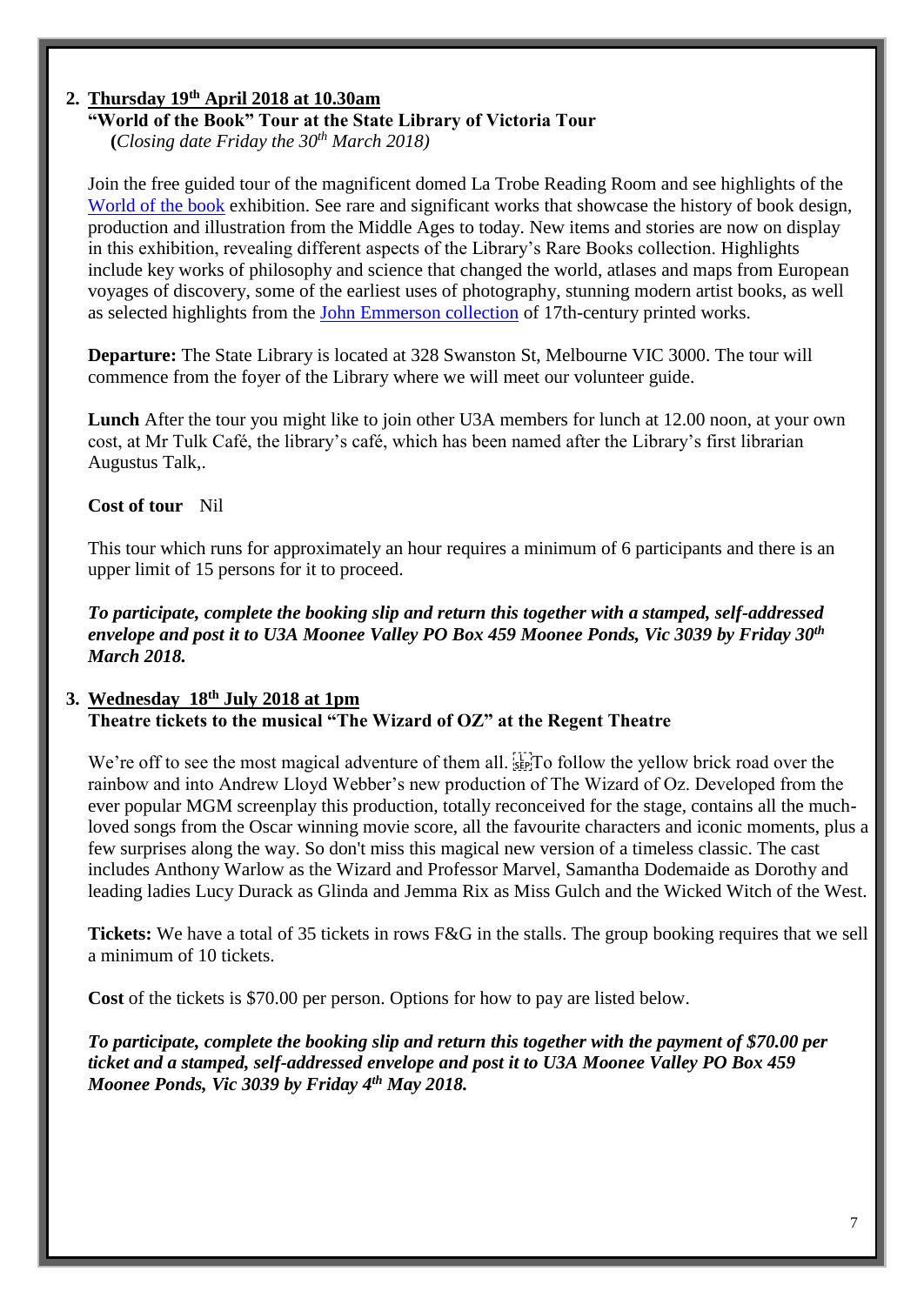2. **Thursday 19th April 2018 at 10.30am**
   **"World of the Book" Tour at the State Library of Victoria Tour**
   **(***Closing date Friday the 30th March 2018)*

Join the free guided tour of the magnificent domed La Trobe Reading Room and see highlights of the World of the book exhibition. See rare and significant works that showcase the history of book design, production and illustration from the Middle Ages to today. New items and stories are now on display in this exhibition, revealing different aspects of the Library's Rare Books collection. Highlights include key works of philosophy and science that changed the world, atlases and maps from European voyages of discovery, some of the earliest uses of photography, stunning modern artist books, as well as selected highlights from the John Emmerson collection of 17th-century printed works.

**Departure:** The State Library is located at 328 Swanston St, Melbourne VIC 3000. The tour will commence from the foyer of the Library where we will meet our volunteer guide.

**Lunch** After the tour you might like to join other U3A members for lunch at 12.00 noon, at your own cost, at Mr Tulk Café, the library's café, which has been named after the Library's first librarian Augustus Talk,.

**Cost of tour** Nil

This tour which runs for approximately an hour requires a minimum of 6 participants and there is an upper limit of 15 persons for it to proceed.

***To participate, complete the booking slip and return this together with a stamped, self-addressed envelope and post it to U3A Moonee Valley PO Box 459 Moonee Ponds, Vic 3039 by Friday 30th March 2018.***

3. **Wednesday 18th July 2018 at 1pm**
   **Theatre tickets to the musical "The Wizard of OZ" at the Regent Theatre**

We're off to see the most magical adventure of them all. To follow the yellow brick road over the rainbow and into Andrew Lloyd Webber's new production of The Wizard of Oz. Developed from the ever popular MGM screenplay this production, totally reconceived for the stage, contains all the much-loved songs from the Oscar winning movie score, all the favourite characters and iconic moments, plus a few surprises along the way. So don't miss this magical new version of a timeless classic. The cast includes Anthony Warlow as the Wizard and Professor Marvel, Samantha Dodemaide as Dorothy and leading ladies Lucy Durack as Glinda and Jemma Rix as Miss Gulch and the Wicked Witch of the West.

**Tickets:** We have a total of 35 tickets in rows F&G in the stalls. The group booking requires that we sell a minimum of 10 tickets.

**Cost** of the tickets is $70.00 per person. Options for how to pay are listed below.

***To participate, complete the booking slip and return this together with the payment of $70.00 per ticket and a stamped, self-addressed envelope and post it to U3A Moonee Valley PO Box 459 Moonee Ponds, Vic 3039 by Friday 4th May 2018.***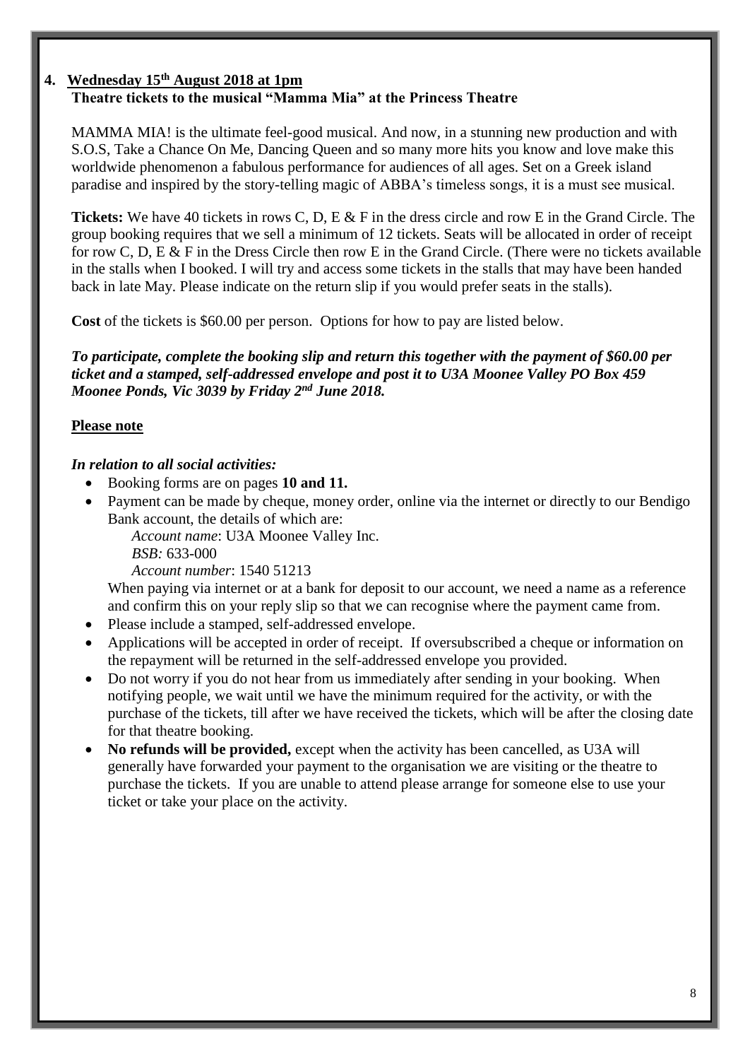**4. Wednesday 15th August 2018 at 1pm**

**Theatre tickets to the musical "Mamma Mia" at the Princess Theatre**

MAMMA MIA! is the ultimate feel-good musical. And now, in a stunning new production and with S.O.S, Take a Chance On Me, Dancing Queen and so many more hits you know and love make this worldwide phenomenon a fabulous performance for audiences of all ages. Set on a Greek island paradise and inspired by the story-telling magic of ABBA's timeless songs, it is a must see musical.

**Tickets:** We have 40 tickets in rows C, D, E & F in the dress circle and row E in the Grand Circle. The group booking requires that we sell a minimum of 12 tickets. Seats will be allocated in order of receipt for row C, D, E & F in the Dress Circle then row E in the Grand Circle. (There were no tickets available in the stalls when I booked. I will try and access some tickets in the stalls that may have been handed back in late May. Please indicate on the return slip if you would prefer seats in the stalls).

**Cost** of the tickets is $60.00 per person. Options for how to pay are listed below.

***To participate, complete the booking slip and return this together with the payment of $60.00 per ticket and a stamped, self-addressed envelope and post it to U3A Moonee Valley PO Box 459 Moonee Ponds, Vic 3039 by Friday 2nd June 2018.***

**Please note**

***In relation to all social activities:***

- Booking forms are on pages **10 and 11.**
- Payment can be made by cheque, money order, online via the internet or directly to our Bendigo Bank account, the details of which are:
  *Account name*: U3A Moonee Valley Inc.
  *BSB:* 633-000
  *Account number*: 1540 51213
  When paying via internet or at a bank for deposit to our account, we need a name as a reference and confirm this on your reply slip so that we can recognise where the payment came from.
- Please include a stamped, self-addressed envelope.
- Applications will be accepted in order of receipt. If oversubscribed a cheque or information on the repayment will be returned in the self-addressed envelope you provided.
- Do not worry if you do not hear from us immediately after sending in your booking. When notifying people, we wait until we have the minimum required for the activity, or with the purchase of the tickets, till after we have received the tickets, which will be after the closing date for that theatre booking.
- **No refunds will be provided,** except when the activity has been cancelled, as U3A will generally have forwarded your payment to the organisation we are visiting or the theatre to purchase the tickets. If you are unable to attend please arrange for someone else to use your ticket or take your place on the activity.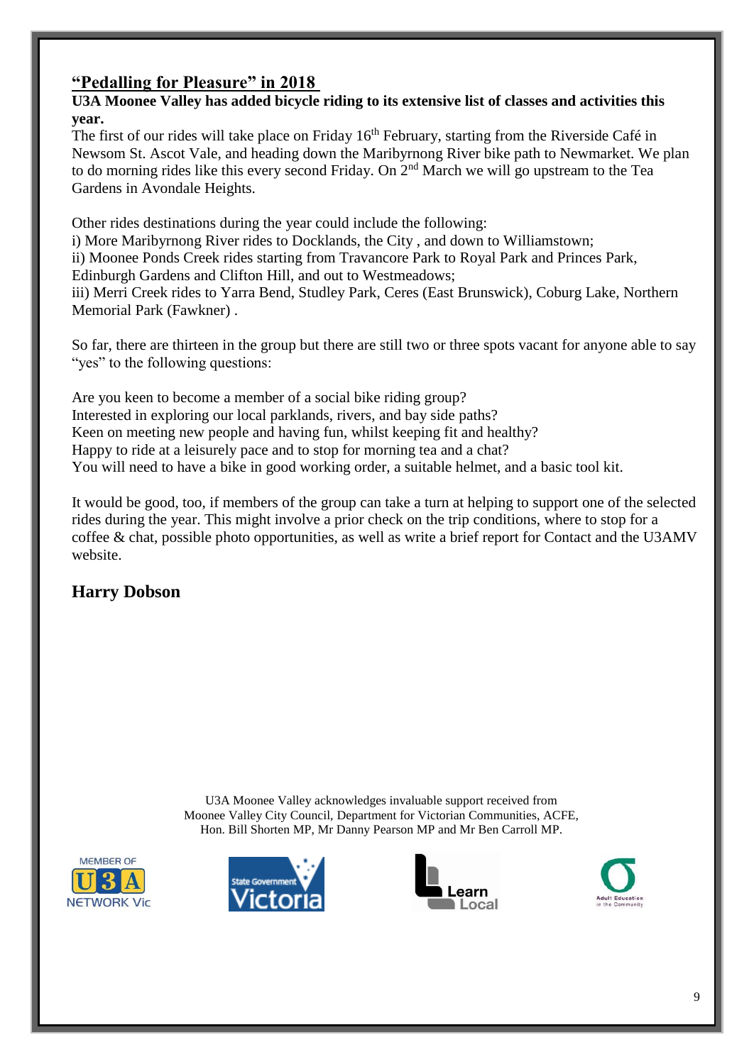## "Pedalling for Pleasure" in 2018

**U3A Moonee Valley has added bicycle riding to its extensive list of classes and activities this year.**

The first of our rides will take place on Friday 16th February, starting from the Riverside Café in Newsom St. Ascot Vale, and heading down the Maribyrnong River bike path to Newmarket. We plan to do morning rides like this every second Friday. On 2nd March we will go upstream to the Tea Gardens in Avondale Heights.

Other rides destinations during the year could include the following:

i) More Maribyrnong River rides to Docklands, the City , and down to Williamstown;
ii) Moonee Ponds Creek rides starting from Travancore Park to Royal Park and Princes Park, Edinburgh Gardens and Clifton Hill, and out to Westmeadows;
iii) Merri Creek rides to Yarra Bend, Studley Park, Ceres (East Brunswick), Coburg Lake, Northern Memorial Park (Fawkner) .

So far, there are thirteen in the group but there are still two or three spots vacant for anyone able to say "yes" to the following questions:

Are you keen to become a member of a social bike riding group?
Interested in exploring our local parklands, rivers, and bay side paths?
Keen on meeting new people and having fun, whilst keeping fit and healthy?
Happy to ride at a leisurely pace and to stop for morning tea and a chat?
You will need to have a bike in good working order, a suitable helmet, and a basic tool kit.

It would be good, too, if members of the group can take a turn at helping to support one of the selected rides during the year. This might involve a prior check on the trip conditions, where to stop for a coffee & chat, possible photo opportunities, as well as write a brief report for Contact and the U3AMV website.

**Harry Dobson**

U3A Moonee Valley acknowledges invaluable support received from Moonee Valley City Council, Department for Victorian Communities, ACFE, Hon. Bill Shorten MP, Mr Danny Pearson MP and Mr Ben Carroll MP.

MEMBER OF U3A NETWORK Vic

State Government Victoria

Learn Local

Adult Education in the Community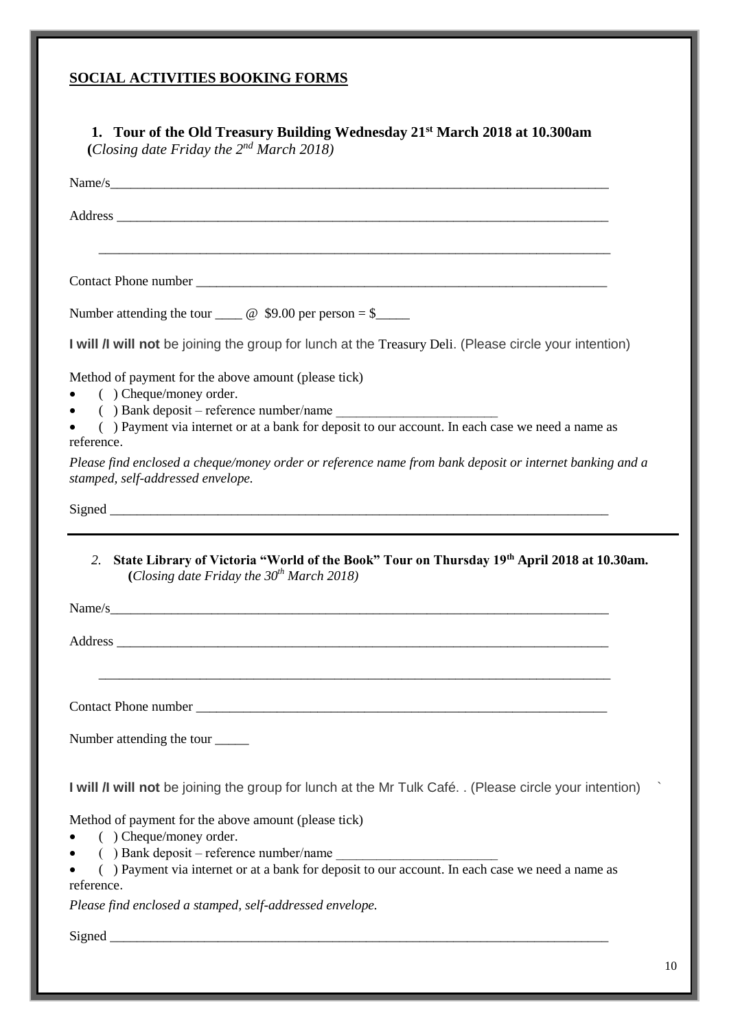## SOCIAL ACTIVITIES BOOKING FORMS

### 1. Tour of the Old Treasury Building Wednesday 21st March 2018 at 10.300am

*(Closing date Friday the 2nd March 2018)*

Name/s_____________________________________________________________________________

Address ____________________________________________________________________________

___________________________________________________________________________

Contact Phone number ____________________________________________________________

Number attending the tour ____ @ $9.00 per person = $_____

**I will /I will not** be joining the group for lunch at the Treasury Deli. (Please circle your intention)

Method of payment for the above amount (please tick)

- ( ) Cheque/money order.
- ( ) Bank deposit – reference number/name ________________________
- ( ) Payment via internet or at a bank for deposit to our account. In each case we need a name as reference.

*Please find enclosed a cheque/money order or reference name from bank deposit or internet banking and a stamped, self-addressed envelope.*

Signed _____________________________________________________________________________

---

### 2. State Library of Victoria "World of the Book" Tour on Thursday 19th April 2018 at 10.30am.

*(Closing date Friday the 30th March 2018)*

Name/s_____________________________________________________________________________

Address ____________________________________________________________________________

___________________________________________________________________________

Contact Phone number ____________________________________________________________

Number attending the tour _____

**I will /I will not** be joining the group for lunch at the Mr Tulk Café. . (Please circle your intention)

Method of payment for the above amount (please tick)

- ( ) Cheque/money order.
- ( ) Bank deposit – reference number/name ________________________
- ( ) Payment via internet or at a bank for deposit to our account. In each case we need a name as reference.

*Please find enclosed a stamped, self-addressed envelope.*

Signed _____________________________________________________________________________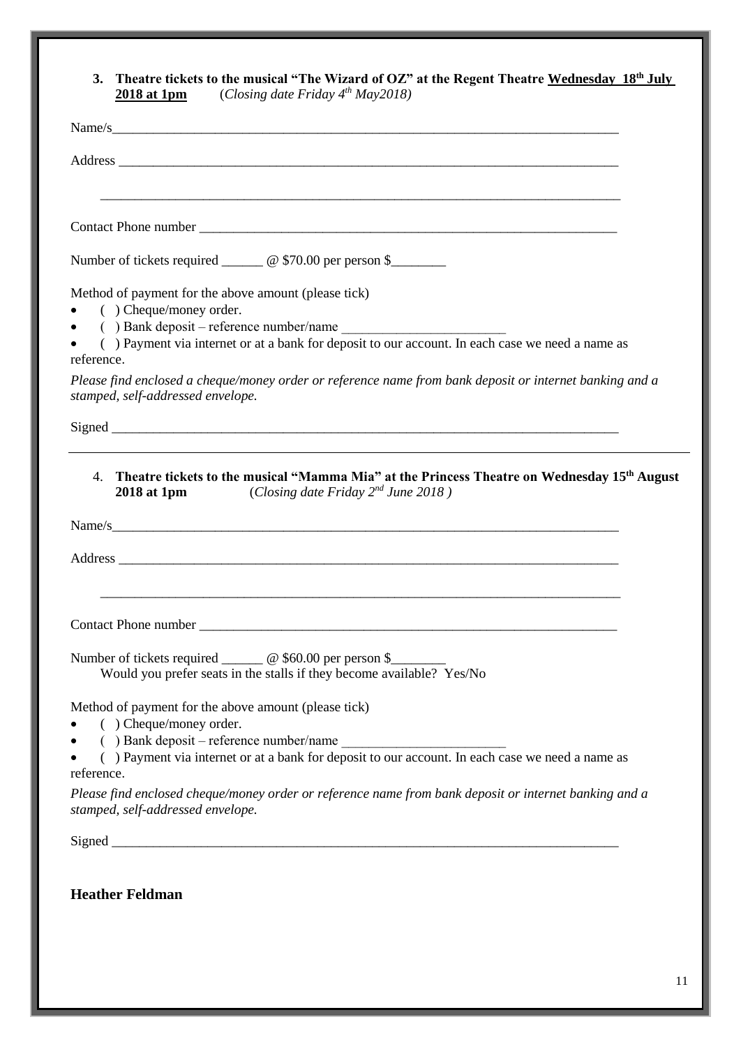**3. Theatre tickets to the musical "The Wizard of OZ" at the Regent Theatre Wednesday 18th July 2018 at 1pm** (*Closing date Friday 4th May2018)*

Name/s________________________________________________________________________

Address _______________________________________________________________________

_______________________________________________________________________

Contact Phone number ___________________________________________________________

Number of tickets required ______ @ $70.00 per person $________

Method of payment for the above amount (please tick)

- ( ) Cheque/money order.
- ( ) Bank deposit – reference number/name ________________________
- ( ) Payment via internet or at a bank for deposit to our account. In each case we need a name as reference.

*Please find enclosed a cheque/money order or reference name from bank deposit or internet banking and a stamped, self-addressed envelope.*

Signed ________________________________________________________________________

---

**4. Theatre tickets to the musical "Mamma Mia" at the Princess Theatre on Wednesday 15th August 2018 at 1pm** (*Closing date Friday 2nd June 2018 )*

Name/s________________________________________________________________________

Address _______________________________________________________________________

_______________________________________________________________________

Contact Phone number ___________________________________________________________

Number of tickets required ______ @ $60.00 per person $________
Would you prefer seats in the stalls if they become available? Yes/No

Method of payment for the above amount (please tick)

- ( ) Cheque/money order.
- ( ) Bank deposit – reference number/name ________________________
- ( ) Payment via internet or at a bank for deposit to our account. In each case we need a name as reference.

*Please find enclosed cheque/money order or reference name from bank deposit or internet banking and a stamped, self-addressed envelope.*

Signed ________________________________________________________________________

**Heather Feldman**